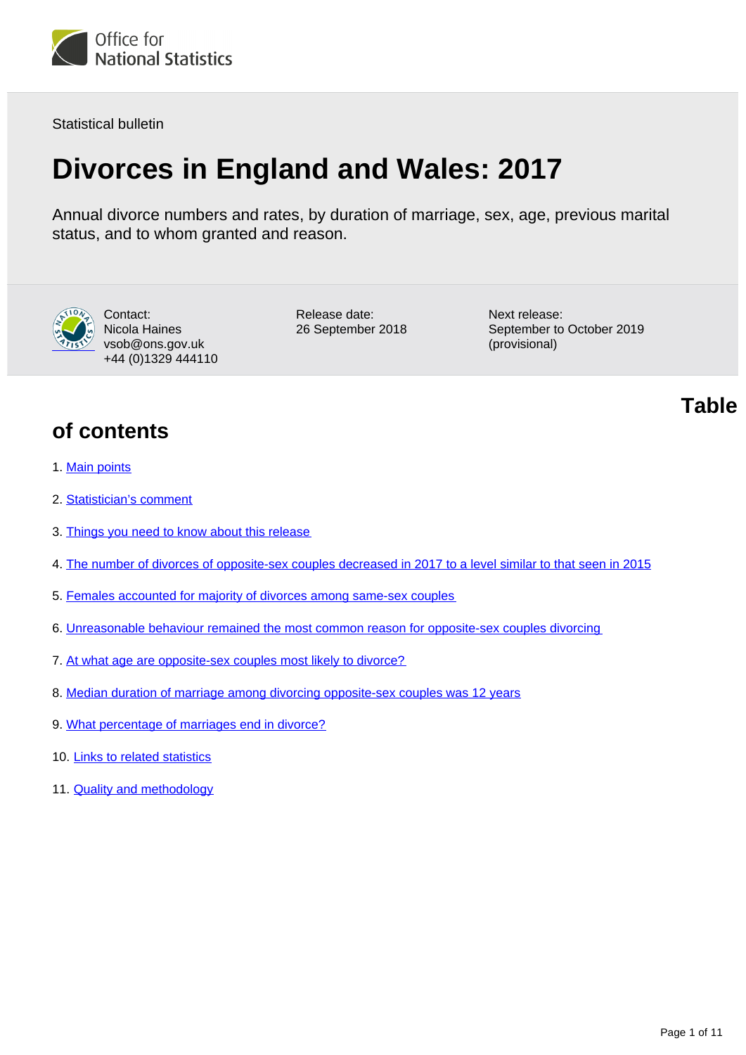Statistical bulletin

# Divorces in England and Wales: 2017

Annual divorce numbers and rates, by duration of marriage, sex, age, previous marital status, and to whom granted and reason.

Contact:
Nicola Haines
vsob@ons.gov.uk
+44 (0)1329 444110

Release date:
26 September 2018

Next release:
September to October 2019 (provisional)

## Table of contents

1. Main points
2. Statistician's comment
3. Things you need to know about this release
4. The number of divorces of opposite-sex couples decreased in 2017 to a level similar to that seen in 2015
5. Females accounted for majority of divorces among same-sex couples
6. Unreasonable behaviour remained the most common reason for opposite-sex couples divorcing
7. At what age are opposite-sex couples most likely to divorce?
8. Median duration of marriage among divorcing opposite-sex couples was 12 years
9. What percentage of marriages end in divorce?
10. Links to related statistics
11. Quality and methodology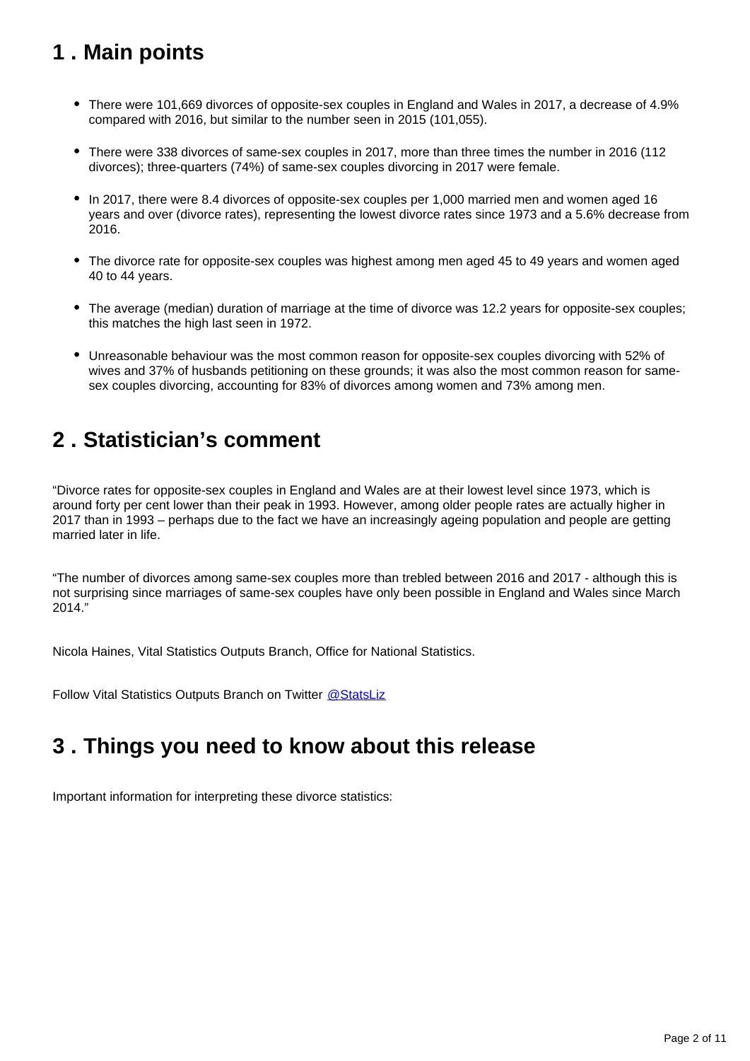## 1 . Main points

- There were 101,669 divorces of opposite-sex couples in England and Wales in 2017, a decrease of 4.9% compared with 2016, but similar to the number seen in 2015 (101,055).
- There were 338 divorces of same-sex couples in 2017, more than three times the number in 2016 (112 divorces); three-quarters (74%) of same-sex couples divorcing in 2017 were female.
- In 2017, there were 8.4 divorces of opposite-sex couples per 1,000 married men and women aged 16 years and over (divorce rates), representing the lowest divorce rates since 1973 and a 5.6% decrease from 2016.
- The divorce rate for opposite-sex couples was highest among men aged 45 to 49 years and women aged 40 to 44 years.
- The average (median) duration of marriage at the time of divorce was 12.2 years for opposite-sex couples; this matches the high last seen in 1972.
- Unreasonable behaviour was the most common reason for opposite-sex couples divorcing with 52% of wives and 37% of husbands petitioning on these grounds; it was also the most common reason for same-sex couples divorcing, accounting for 83% of divorces among women and 73% among men.

## 2 . Statistician's comment

"Divorce rates for opposite-sex couples in England and Wales are at their lowest level since 1973, which is around forty per cent lower than their peak in 1993. However, among older people rates are actually higher in 2017 than in 1993 – perhaps due to the fact we have an increasingly ageing population and people are getting married later in life.

"The number of divorces among same-sex couples more than trebled between 2016 and 2017 - although this is not surprising since marriages of same-sex couples have only been possible in England and Wales since March 2014."

Nicola Haines, Vital Statistics Outputs Branch, Office for National Statistics.

Follow Vital Statistics Outputs Branch on Twitter @StatsLiz

## 3 . Things you need to know about this release

Important information for interpreting these divorce statistics: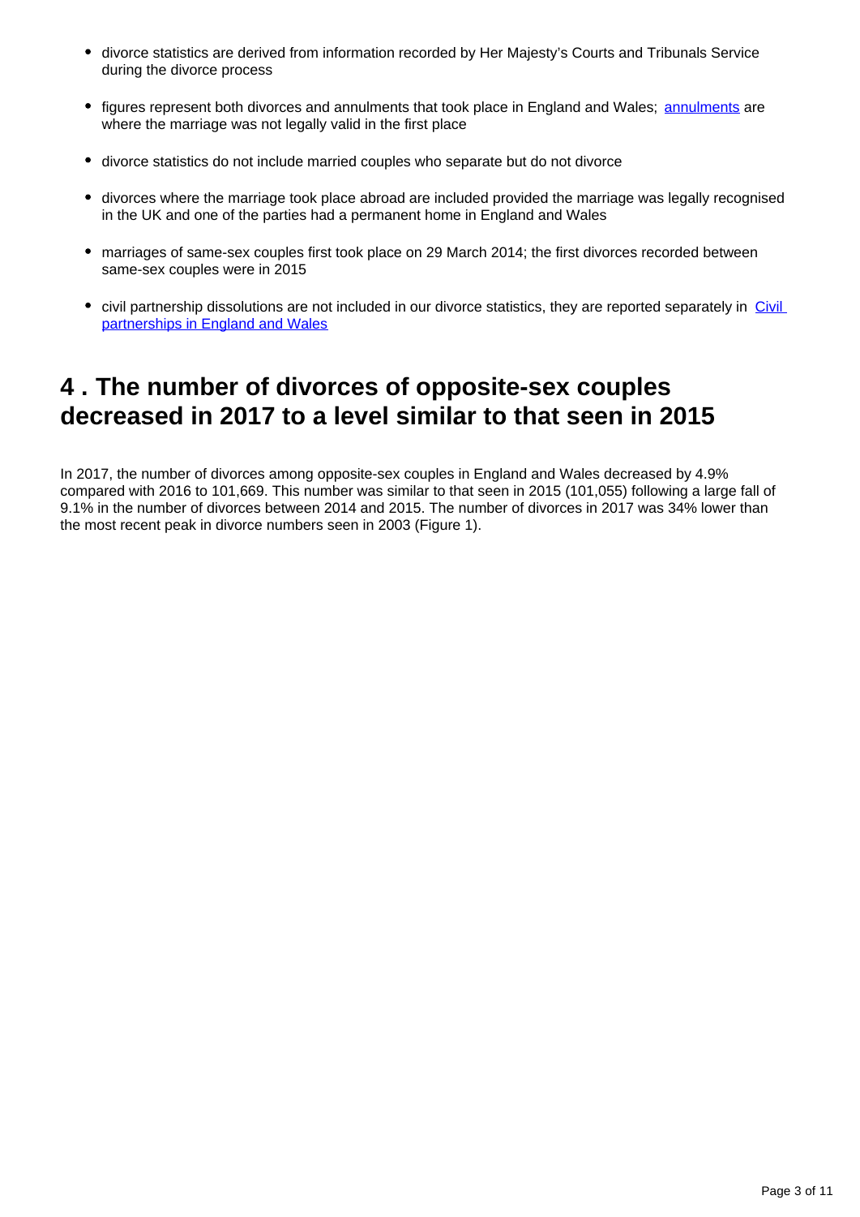- divorce statistics are derived from information recorded by Her Majesty's Courts and Tribunals Service during the divorce process
- figures represent both divorces and annulments that took place in England and Wales; annulments are where the marriage was not legally valid in the first place
- divorce statistics do not include married couples who separate but do not divorce
- divorces where the marriage took place abroad are included provided the marriage was legally recognised in the UK and one of the parties had a permanent home in England and Wales
- marriages of same-sex couples first took place on 29 March 2014; the first divorces recorded between same-sex couples were in 2015
- civil partnership dissolutions are not included in our divorce statistics, they are reported separately in Civil partnerships in England and Wales

## 4 . The number of divorces of opposite-sex couples decreased in 2017 to a level similar to that seen in 2015

In 2017, the number of divorces among opposite-sex couples in England and Wales decreased by 4.9% compared with 2016 to 101,669. This number was similar to that seen in 2015 (101,055) following a large fall of 9.1% in the number of divorces between 2014 and 2015. The number of divorces in 2017 was 34% lower than the most recent peak in divorce numbers seen in 2003 (Figure 1).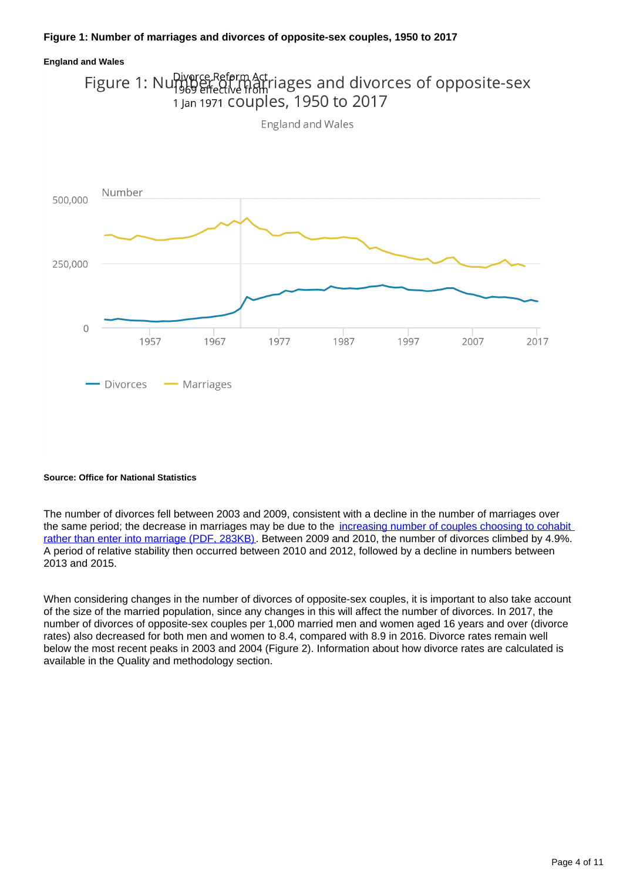**Figure 1: Number of marriages and divorces of opposite-sex couples, 1950 to 2017**

**England and Wales**

**Source: Office for National Statistics**

The number of divorces fell between 2003 and 2009, consistent with a decline in the number of marriages over the same period; the decrease in marriages may be due to the increasing number of couples choosing to cohabit rather than enter into marriage (PDF, 283KB). Between 2009 and 2010, the number of divorces climbed by 4.9%. A period of relative stability then occurred between 2010 and 2012, followed by a decline in numbers between 2013 and 2015.

When considering changes in the number of divorces of opposite-sex couples, it is important to also take account of the size of the married population, since any changes in this will affect the number of divorces. In 2017, the number of divorces of opposite-sex couples per 1,000 married men and women aged 16 years and over (divorce rates) also decreased for both men and women to 8.4, compared with 8.9 in 2016. Divorce rates remain well below the most recent peaks in 2003 and 2004 (Figure 2). Information about how divorce rates are calculated is available in the Quality and methodology section.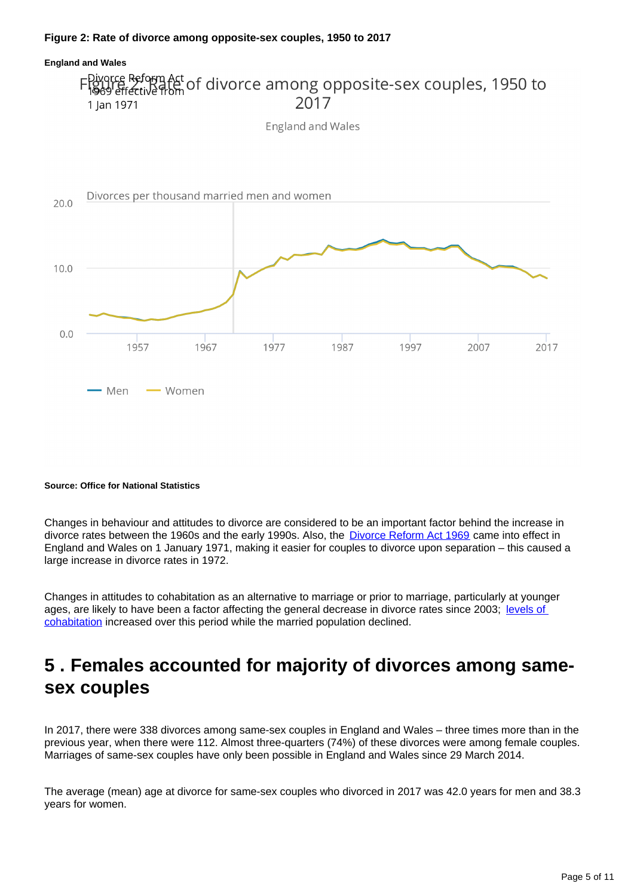**Figure 2: Rate of divorce among opposite-sex couples, 1950 to 2017**

**England and Wales**

**Source: Office for National Statistics**

Changes in behaviour and attitudes to divorce are considered to be an important factor behind the increase in divorce rates between the 1960s and the early 1990s. Also, the [Divorce Reform Act 1969](#) came into effect in England and Wales on 1 January 1971, making it easier for couples to divorce upon separation – this caused a large increase in divorce rates in 1972.

Changes in attitudes to cohabitation as an alternative to marriage or prior to marriage, particularly at younger ages, are likely to have been a factor affecting the general decrease in divorce rates since 2003; [levels of cohabitation](#) increased over this period while the married population declined.

## 5 . Females accounted for majority of divorces among same-sex couples

In 2017, there were 338 divorces among same-sex couples in England and Wales – three times more than in the previous year, when there were 112. Almost three-quarters (74%) of these divorces were among female couples. Marriages of same-sex couples have only been possible in England and Wales since 29 March 2014.

The average (mean) age at divorce for same-sex couples who divorced in 2017 was 42.0 years for men and 38.3 years for women.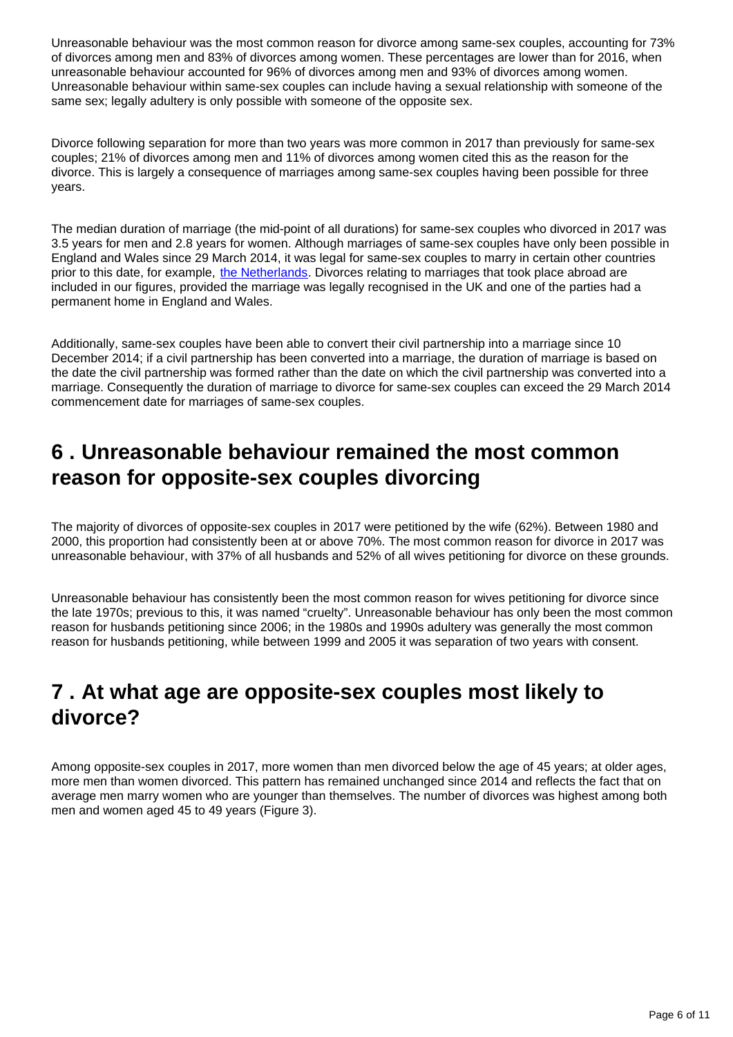Unreasonable behaviour was the most common reason for divorce among same-sex couples, accounting for 73% of divorces among men and 83% of divorces among women. These percentages are lower than for 2016, when unreasonable behaviour accounted for 96% of divorces among men and 93% of divorces among women. Unreasonable behaviour within same-sex couples can include having a sexual relationship with someone of the same sex; legally adultery is only possible with someone of the opposite sex.

Divorce following separation for more than two years was more common in 2017 than previously for same-sex couples; 21% of divorces among men and 11% of divorces among women cited this as the reason for the divorce. This is largely a consequence of marriages among same-sex couples having been possible for three years.

The median duration of marriage (the mid-point of all durations) for same-sex couples who divorced in 2017 was 3.5 years for men and 2.8 years for women. Although marriages of same-sex couples have only been possible in England and Wales since 29 March 2014, it was legal for same-sex couples to marry in certain other countries prior to this date, for example, the Netherlands. Divorces relating to marriages that took place abroad are included in our figures, provided the marriage was legally recognised in the UK and one of the parties had a permanent home in England and Wales.

Additionally, same-sex couples have been able to convert their civil partnership into a marriage since 10 December 2014; if a civil partnership has been converted into a marriage, the duration of marriage is based on the date the civil partnership was formed rather than the date on which the civil partnership was converted into a marriage. Consequently the duration of marriage to divorce for same-sex couples can exceed the 29 March 2014 commencement date for marriages of same-sex couples.

## 6 . Unreasonable behaviour remained the most common reason for opposite-sex couples divorcing

The majority of divorces of opposite-sex couples in 2017 were petitioned by the wife (62%). Between 1980 and 2000, this proportion had consistently been at or above 70%. The most common reason for divorce in 2017 was unreasonable behaviour, with 37% of all husbands and 52% of all wives petitioning for divorce on these grounds.

Unreasonable behaviour has consistently been the most common reason for wives petitioning for divorce since the late 1970s; previous to this, it was named "cruelty". Unreasonable behaviour has only been the most common reason for husbands petitioning since 2006; in the 1980s and 1990s adultery was generally the most common reason for husbands petitioning, while between 1999 and 2005 it was separation of two years with consent.

## 7 . At what age are opposite-sex couples most likely to divorce?

Among opposite-sex couples in 2017, more women than men divorced below the age of 45 years; at older ages, more men than women divorced. This pattern has remained unchanged since 2014 and reflects the fact that on average men marry women who are younger than themselves. The number of divorces was highest among both men and women aged 45 to 49 years (Figure 3).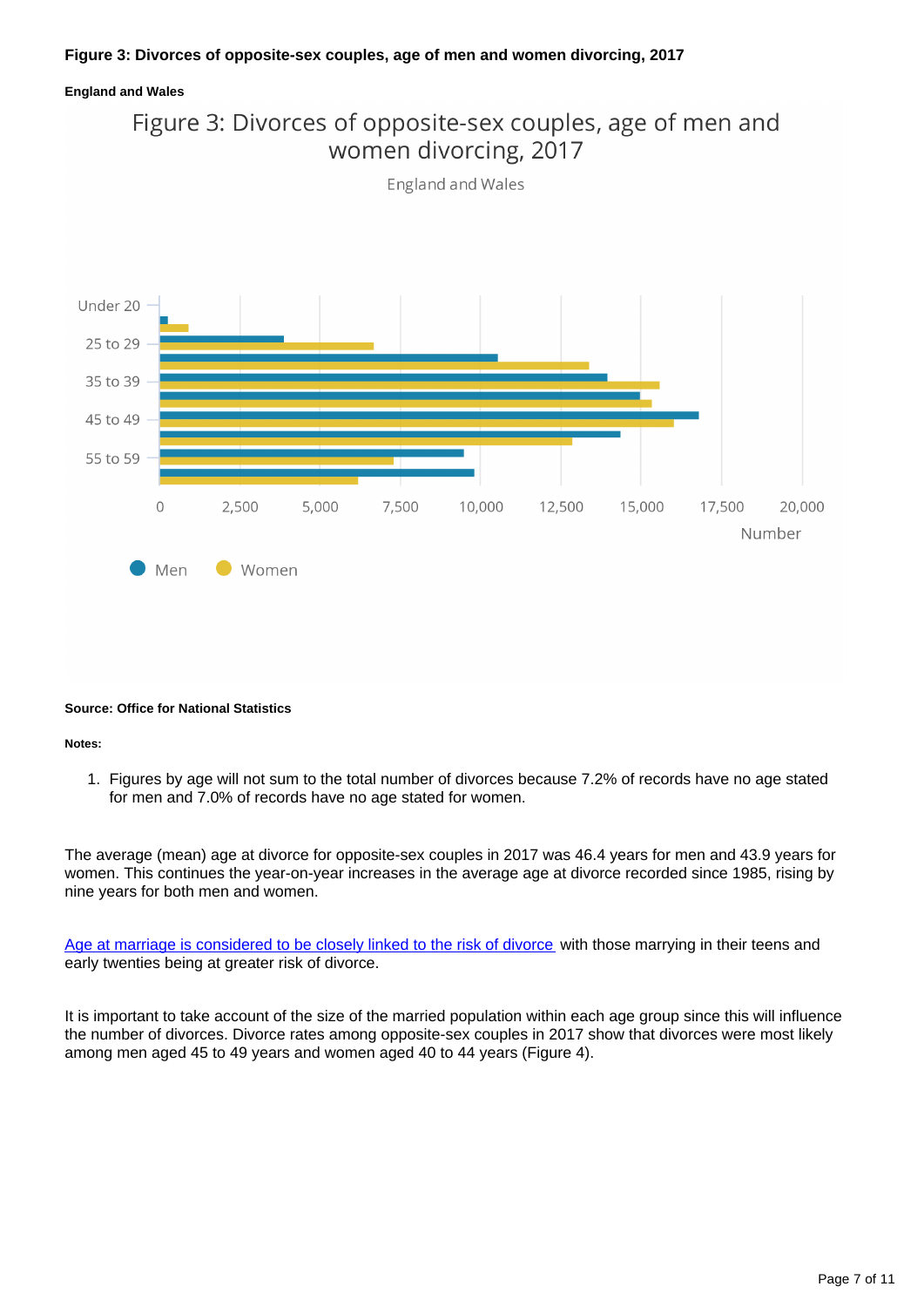**Figure 3: Divorces of opposite-sex couples, age of men and women divorcing, 2017**

**England and Wales**

Figure 3: Divorces of opposite-sex couples, age of men and women divorcing, 2017

England and Wales

Under 20
25 to 29
35 to 39
45 to 49
55 to 59

0 2,500 5,000 7,500 10,000 12,500 15,000 17,500 20,000

Number

Men Women

**Source: Office for National Statistics**

**Notes:**

1. Figures by age will not sum to the total number of divorces because 7.2% of records have no age stated for men and 7.0% of records have no age stated for women.

The average (mean) age at divorce for opposite-sex couples in 2017 was 46.4 years for men and 43.9 years for women. This continues the year-on-year increases in the average age at divorce recorded since 1985, rising by nine years for both men and women.

[Age at marriage is considered to be closely linked to the risk of divorce](#) with those marrying in their teens and early twenties being at greater risk of divorce.

It is important to take account of the size of the married population within each age group since this will influence the number of divorces. Divorce rates among opposite-sex couples in 2017 show that divorces were most likely among men aged 45 to 49 years and women aged 40 to 44 years (Figure 4).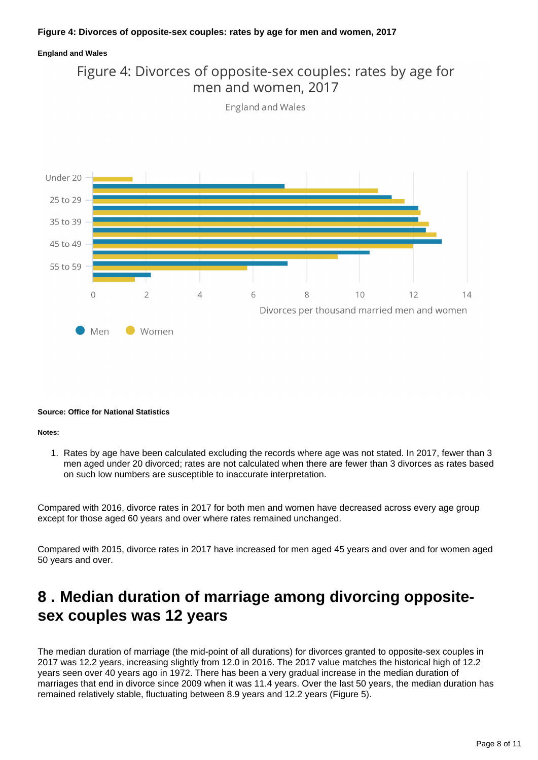**Figure 4: Divorces of opposite-sex couples: rates by age for men and women, 2017**

**England and Wales**

Figure 4: Divorces of opposite-sex couples: rates by age for men and women, 2017

England and Wales

Under 20
25 to 29
35 to 39
45 to 49
55 to 59

0 2 4 6 8 10 12 14

Divorces per thousand married men and women

Men Women

**Source: Office for National Statistics**

**Notes:**

1. Rates by age have been calculated excluding the records where age was not stated. In 2017, fewer than 3 men aged under 20 divorced; rates are not calculated when there are fewer than 3 divorces as rates based on such low numbers are susceptible to inaccurate interpretation.

Compared with 2016, divorce rates in 2017 for both men and women have decreased across every age group except for those aged 60 years and over where rates remained unchanged.

Compared with 2015, divorce rates in 2017 have increased for men aged 45 years and over and for women aged 50 years and over.

## 8 . Median duration of marriage among divorcing opposite-sex couples was 12 years

The median duration of marriage (the mid-point of all durations) for divorces granted to opposite-sex couples in 2017 was 12.2 years, increasing slightly from 12.0 in 2016. The 2017 value matches the historical high of 12.2 years seen over 40 years ago in 1972. There has been a very gradual increase in the median duration of marriages that end in divorce since 2009 when it was 11.4 years. Over the last 50 years, the median duration has remained relatively stable, fluctuating between 8.9 years and 12.2 years (Figure 5).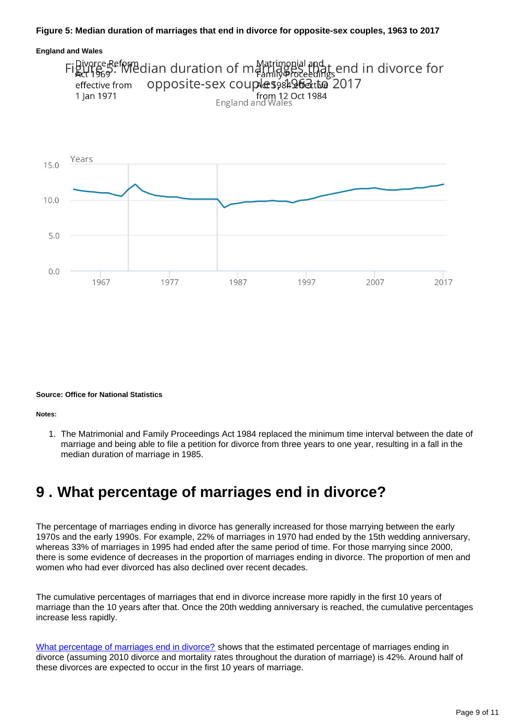**Figure 5: Median duration of marriages that end in divorce for opposite-sex couples, 1963 to 2017**

**England and Wales**

**Source: Office for National Statistics**

**Notes:**

1. The Matrimonial and Family Proceedings Act 1984 replaced the minimum time interval between the date of marriage and being able to file a petition for divorce from three years to one year, resulting in a fall in the median duration of marriage in 1985.

# 9 . What percentage of marriages end in divorce?

The percentage of marriages ending in divorce has generally increased for those marrying between the early 1970s and the early 1990s. For example, 22% of marriages in 1970 had ended by the 15th wedding anniversary, whereas 33% of marriages in 1995 had ended after the same period of time. For those marrying since 2000, there is some evidence of decreases in the proportion of marriages ending in divorce. The proportion of men and women who had ever divorced has also declined over recent decades.

The cumulative percentages of marriages that end in divorce increase more rapidly in the first 10 years of marriage than the 10 years after that. Once the 20th wedding anniversary is reached, the cumulative percentages increase less rapidly.

What percentage of marriages end in divorce? shows that the estimated percentage of marriages ending in divorce (assuming 2010 divorce and mortality rates throughout the duration of marriage) is 42%. Around half of these divorces are expected to occur in the first 10 years of marriage.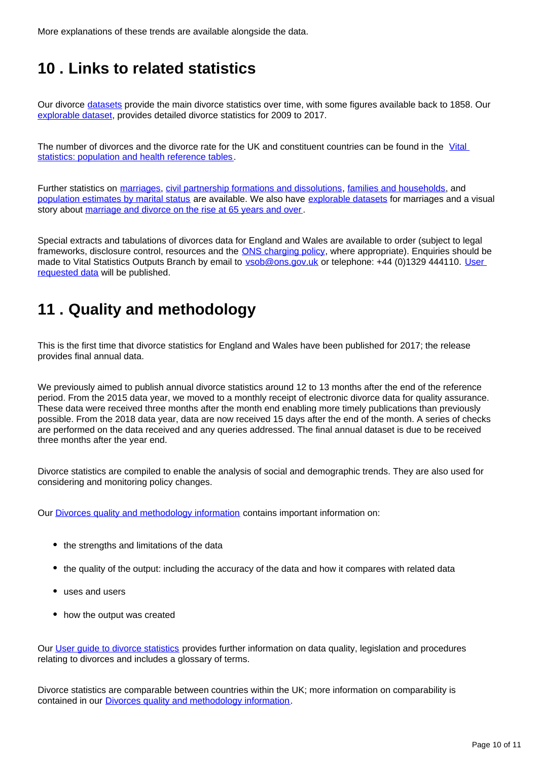More explanations of these trends are available alongside the data.

## 10 . Links to related statistics

Our divorce datasets provide the main divorce statistics over time, with some figures available back to 1858. Our explorable dataset, provides detailed divorce statistics for 2009 to 2017.

The number of divorces and the divorce rate for the UK and constituent countries can be found in the Vital statistics: population and health reference tables.

Further statistics on marriages, civil partnership formations and dissolutions, families and households, and population estimates by marital status are available. We also have explorable datasets for marriages and a visual story about marriage and divorce on the rise at 65 years and over.

Special extracts and tabulations of divorces data for England and Wales are available to order (subject to legal frameworks, disclosure control, resources and the ONS charging policy, where appropriate). Enquiries should be made to Vital Statistics Outputs Branch by email to vsob@ons.gov.uk or telephone: +44 (0)1329 444110. User requested data will be published.

## 11 . Quality and methodology

This is the first time that divorce statistics for England and Wales have been published for 2017; the release provides final annual data.

We previously aimed to publish annual divorce statistics around 12 to 13 months after the end of the reference period. From the 2015 data year, we moved to a monthly receipt of electronic divorce data for quality assurance. These data were received three months after the month end enabling more timely publications than previously possible. From the 2018 data year, data are now received 15 days after the end of the month. A series of checks are performed on the data received and any queries addressed. The final annual dataset is due to be received three months after the year end.

Divorce statistics are compiled to enable the analysis of social and demographic trends. They are also used for considering and monitoring policy changes.

Our Divorces quality and methodology information contains important information on:

- the strengths and limitations of the data
- the quality of the output: including the accuracy of the data and how it compares with related data
- uses and users
- how the output was created

Our User guide to divorce statistics provides further information on data quality, legislation and procedures relating to divorces and includes a glossary of terms.

Divorce statistics are comparable between countries within the UK; more information on comparability is contained in our Divorces quality and methodology information.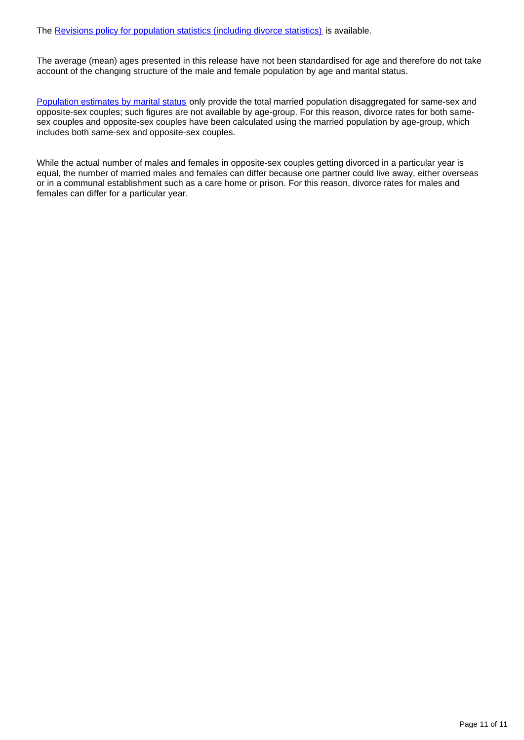The [Revisions policy for population statistics (including divorce statistics)] is available.

The average (mean) ages presented in this release have not been standardised for age and therefore do not take account of the changing structure of the male and female population by age and marital status.

[Population estimates by marital status] only provide the total married population disaggregated for same-sex and opposite-sex couples; such figures are not available by age-group. For this reason, divorce rates for both same-sex couples and opposite-sex couples have been calculated using the married population by age-group, which includes both same-sex and opposite-sex couples.

While the actual number of males and females in opposite-sex couples getting divorced in a particular year is equal, the number of married males and females can differ because one partner could live away, either overseas or in a communal establishment such as a care home or prison. For this reason, divorce rates for males and females can differ for a particular year.